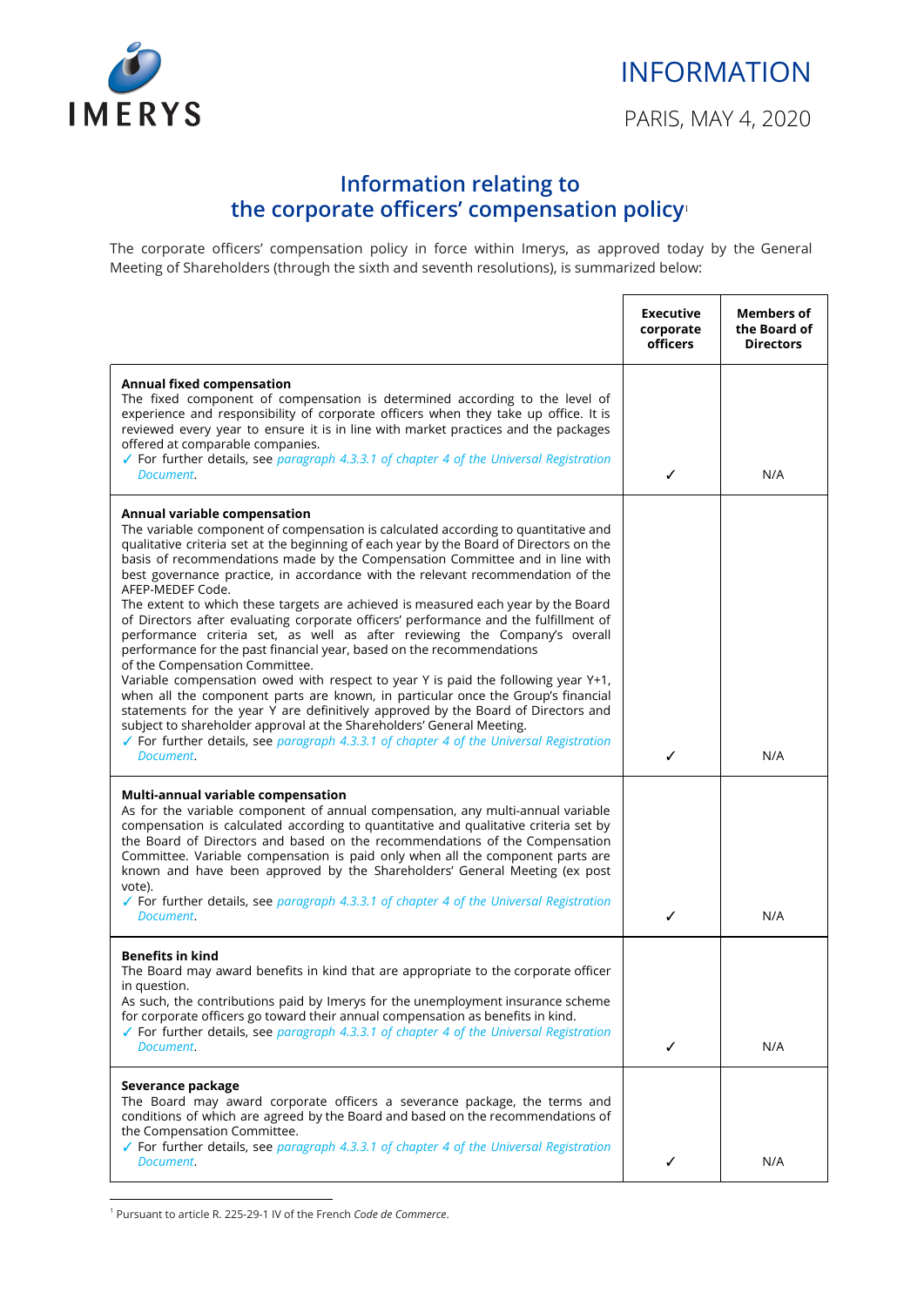IMERYS

INFORMATION

PARIS, MAY 4, 2020

# Information relating to the corporate officers' compensation policy[1]

The corporate officers' compensation policy in force within Imerys, as approved today by the General Meeting of Shareholders (through the sixth and seventh resolutions), is summarized below:

| | Executive corporate officers | Members of the Board of Directors |
|---|---|---|
| **Annual fixed compensation**<br>The fixed component of compensation is determined according to the level of experience and responsibility of corporate officers when they take up office. It is reviewed every year to ensure it is in line with market practices and the packages offered at comparable companies.<br>✓ For further details, see *paragraph 4.3.3.1 of chapter 4 of the Universal Registration Document*. | ✓ | N/A |
| **Annual variable compensation**<br>The variable component of compensation is calculated according to quantitative and qualitative criteria set at the beginning of each year by the Board of Directors on the basis of recommendations made by the Compensation Committee and in line with best governance practice, in accordance with the relevant recommendation of the AFEP-MEDEF Code.<br>The extent to which these targets are achieved is measured each year by the Board of Directors after evaluating corporate officers' performance and the fulfillment of performance criteria set, as well as after reviewing the Company's overall performance for the past financial year, based on the recommendations of the Compensation Committee.<br>Variable compensation owed with respect to year Y is paid the following year Y+1, when all the component parts are known, in particular once the Group's financial statements for the year Y are definitively approved by the Board of Directors and subject to shareholder approval at the Shareholders' General Meeting.<br>✓ For further details, see *paragraph 4.3.3.1 of chapter 4 of the Universal Registration Document*. | ✓ | N/A |
| **Multi-annual variable compensation**<br>As for the variable component of annual compensation, any multi-annual variable compensation is calculated according to quantitative and qualitative criteria set by the Board of Directors and based on the recommendations of the Compensation Committee. Variable compensation is paid only when all the component parts are known and have been approved by the Shareholders' General Meeting (ex post vote).<br>✓ For further details, see *paragraph 4.3.3.1 of chapter 4 of the Universal Registration Document*. | ✓ | N/A |
| **Benefits in kind**<br>The Board may award benefits in kind that are appropriate to the corporate officer in question.<br>As such, the contributions paid by Imerys for the unemployment insurance scheme for corporate officers go toward their annual compensation as benefits in kind.<br>✓ For further details, see *paragraph 4.3.3.1 of chapter 4 of the Universal Registration Document*. | ✓ | N/A |
| **Severance package**<br>The Board may award corporate officers a severance package, the terms and conditions of which are agreed by the Board and based on the recommendations of the Compensation Committee.<br>✓ For further details, see *paragraph 4.3.3.1 of chapter 4 of the Universal Registration Document*. | ✓ | N/A |

[1] Pursuant to article R. 225-29-1 IV of the French *Code de Commerce*.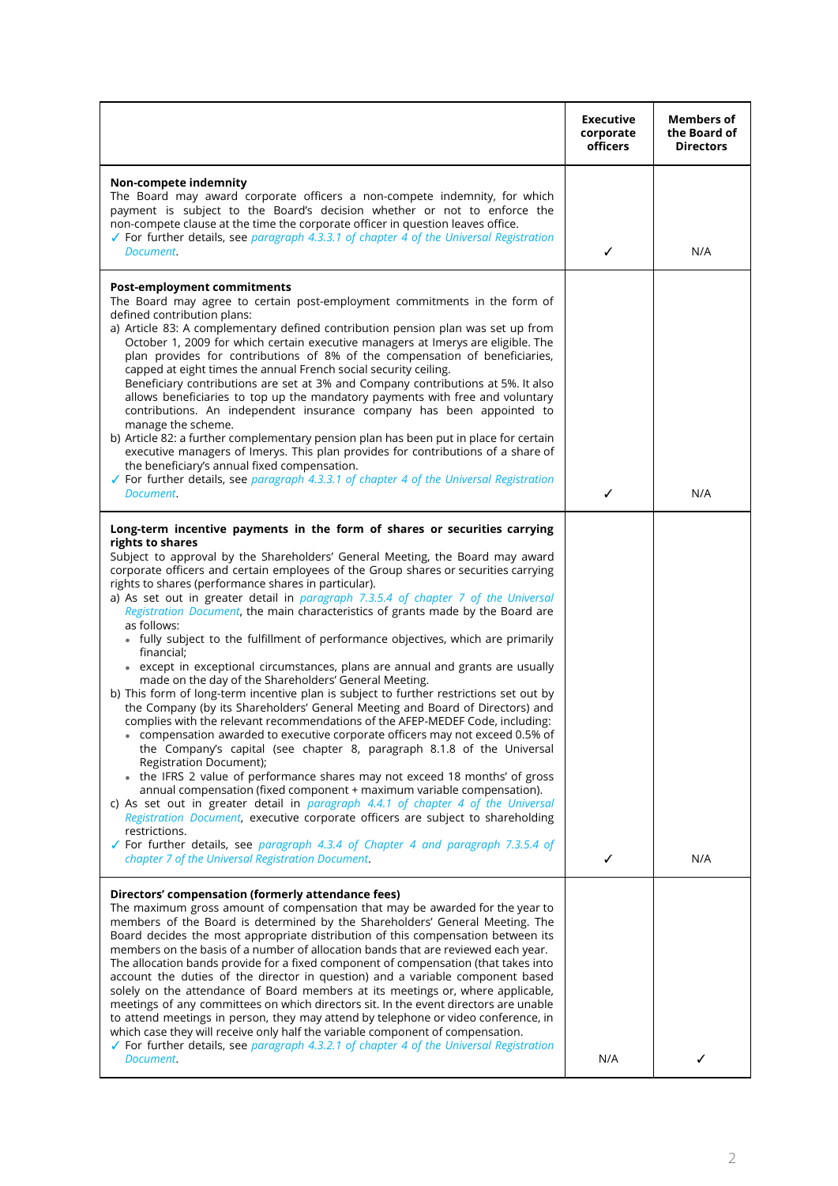| | Executive corporate officers | Members of the Board of Directors |
|---|---|---|
| **Non-compete indemnity**<br>The Board may award corporate officers a non-compete indemnity, for which payment is subject to the Board's decision whether or not to enforce the non-compete clause at the time the corporate officer in question leaves office.<br>✓ For further details, see *paragraph 4.3.3.1 of chapter 4 of the Universal Registration Document*. | ✓ | N/A |
| **Post-employment commitments**<br>The Board may agree to certain post-employment commitments in the form of defined contribution plans:<br>a) Article 83: A complementary defined contribution pension plan was set up from October 1, 2009 for which certain executive managers at Imerys are eligible. The plan provides for contributions of 8% of the compensation of beneficiaries, capped at eight times the annual French social security ceiling.<br>Beneficiary contributions are set at 3% and Company contributions at 5%. It also allows beneficiaries to top up the mandatory payments with free and voluntary contributions. An independent insurance company has been appointed to manage the scheme.<br>b) Article 82: a further complementary pension plan has been put in place for certain executive managers of Imerys. This plan provides for contributions of a share of the beneficiary's annual fixed compensation.<br>✓ For further details, see *paragraph 4.3.3.1 of chapter 4 of the Universal Registration Document*. | ✓ | N/A |
| **Long-term incentive payments in the form of shares or securities carrying rights to shares**<br>Subject to approval by the Shareholders' General Meeting, the Board may award corporate officers and certain employees of the Group shares or securities carrying rights to shares (performance shares in particular).<br>a) As set out in greater detail in *paragraph 7.3.5.4 of chapter 7 of the Universal Registration Document*, the main characteristics of grants made by the Board are as follows:<br>• fully subject to the fulfillment of performance objectives, which are primarily financial;<br>• except in exceptional circumstances, plans are annual and grants are usually made on the day of the Shareholders' General Meeting.<br>b) This form of long-term incentive plan is subject to further restrictions set out by the Company (by its Shareholders' General Meeting and Board of Directors) and complies with the relevant recommendations of the AFEP-MEDEF Code, including:<br>• compensation awarded to executive corporate officers may not exceed 0.5% of the Company's capital (see chapter 8, paragraph 8.1.8 of the Universal Registration Document);<br>• the IFRS 2 value of performance shares may not exceed 18 months' of gross annual compensation (fixed component + maximum variable compensation).<br>c) As set out in greater detail in *paragraph 4.4.1 of chapter 4 of the Universal Registration Document*, executive corporate officers are subject to shareholding restrictions.<br>✓ For further details, see *paragraph 4.3.4 of Chapter 4 and paragraph 7.3.5.4 of chapter 7 of the Universal Registration Document*. | ✓ | N/A |
| **Directors' compensation (formerly attendance fees)**<br>The maximum gross amount of compensation that may be awarded for the year to members of the Board is determined by the Shareholders' General Meeting. The Board decides the most appropriate distribution of this compensation between its members on the basis of a number of allocation bands that are reviewed each year. The allocation bands provide for a fixed component of compensation (that takes into account the duties of the director in question) and a variable component based solely on the attendance of Board members at its meetings or, where applicable, meetings of any committees on which directors sit. In the event directors are unable to attend meetings in person, they may attend by telephone or video conference, in which case they will receive only half the variable component of compensation.<br>✓ For further details, see *paragraph 4.3.2.1 of chapter 4 of the Universal Registration Document*. | N/A | ✓ |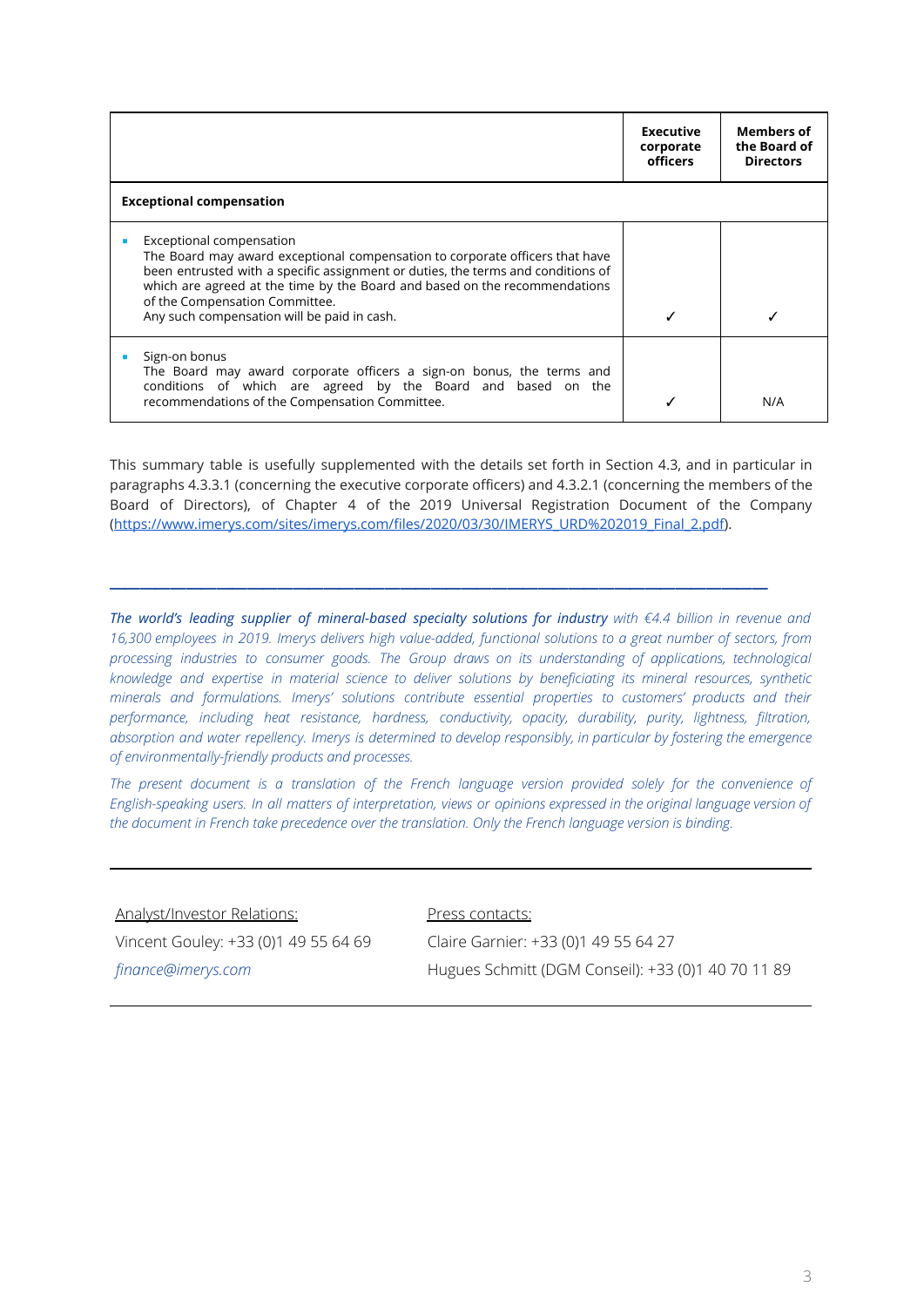| | Executive corporate officers | Members of the Board of Directors |
|---|---|---|
| **Exceptional compensation** | | |
| ▪ Exceptional compensation<br>The Board may award exceptional compensation to corporate officers that have been entrusted with a specific assignment or duties, the terms and conditions of which are agreed at the time by the Board and based on the recommendations of the Compensation Committee.<br>Any such compensation will be paid in cash. | ✓ | ✓ |
| ▪ Sign-on bonus<br>The Board may award corporate officers a sign-on bonus, the terms and conditions of which are agreed by the Board and based on the recommendations of the Compensation Committee. | ✓ | N/A |

This summary table is usefully supplemented with the details set forth in Section 4.3, and in particular in paragraphs 4.3.3.1 (concerning the executive corporate officers) and 4.3.2.1 (concerning the members of the Board of Directors), of Chapter 4 of the 2019 Universal Registration Document of the Company (https://www.imerys.com/sites/imerys.com/files/2020/03/30/IMERYS_URD%202019_Final_2.pdf).

---

***The world's leading supplier of mineral-based specialty solutions for industry*** *with €4.4 billion in revenue and 16,300 employees in 2019. Imerys delivers high value-added, functional solutions to a great number of sectors, from processing industries to consumer goods. The Group draws on its understanding of applications, technological knowledge and expertise in material science to deliver solutions by beneficiating its mineral resources, synthetic minerals and formulations. Imerys' solutions contribute essential properties to customers' products and their performance, including heat resistance, hardness, conductivity, opacity, durability, purity, lightness, filtration, absorption and water repellency. Imerys is determined to develop responsibly, in particular by fostering the emergence of environmentally-friendly products and processes.*

*The present document is a translation of the French language version provided solely for the convenience of English-speaking users. In all matters of interpretation, views or opinions expressed in the original language version of the document in French take precedence over the translation. Only the French language version is binding.*

---

Analyst/Investor Relations:
Vincent Gouley: +33 (0)1 49 55 64 69
*finance@imerys.com*

Press contacts:
Claire Garnier: +33 (0)1 49 55 64 27
Hugues Schmitt (DGM Conseil): +33 (0)1 40 70 11 89